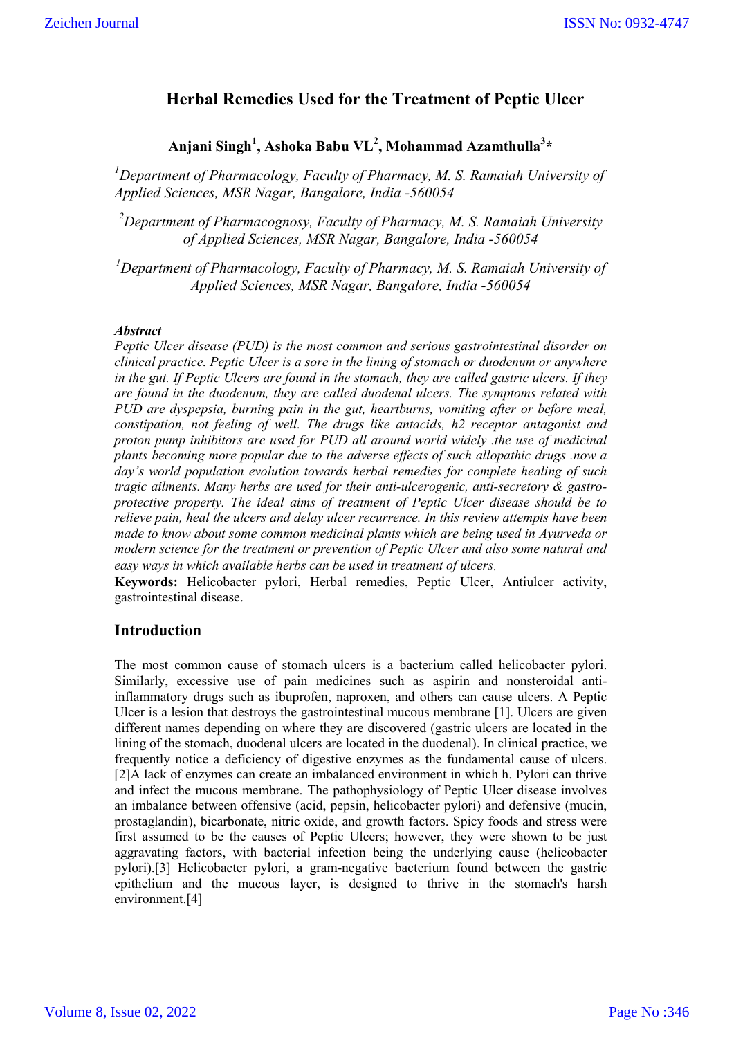# Herbal Remedies Used for the Treatment of Peptic Ulcer

**Anjani Singh[1], Ashoka Babu VL[2], Mohammad Azamthulla[3]***

*[1]Department of Pharmacology, Faculty of Pharmacy, M. S. Ramaiah University of Applied Sciences, MSR Nagar, Bangalore, India -560054*

*[2]Department of Pharmacognosy, Faculty of Pharmacy, M. S. Ramaiah University of Applied Sciences, MSR Nagar, Bangalore, India -560054*

*[1]Department of Pharmacology, Faculty of Pharmacy, M. S. Ramaiah University of Applied Sciences, MSR Nagar, Bangalore, India -560054*

***Abstract***

*Peptic Ulcer disease (PUD) is the most common and serious gastrointestinal disorder on clinical practice. Peptic Ulcer is a sore in the lining of stomach or duodenum or anywhere in the gut. If Peptic Ulcers are found in the stomach, they are called gastric ulcers. If they are found in the duodenum, they are called duodenal ulcers. The symptoms related with PUD are dyspepsia, burning pain in the gut, heartburns, vomiting after or before meal, constipation, not feeling of well. The drugs like antacids, h2 receptor antagonist and proton pump inhibitors are used for PUD all around world widely .the use of medicinal plants becoming more popular due to the adverse effects of such allopathic drugs .now a day's world population evolution towards herbal remedies for complete healing of such tragic ailments. Many herbs are used for their anti-ulcerogenic, anti-secretory & gastro-protective property. The ideal aims of treatment of Peptic Ulcer disease should be to relieve pain, heal the ulcers and delay ulcer recurrence. In this review attempts have been made to know about some common medicinal plants which are being used in Ayurveda or modern science for the treatment or prevention of Peptic Ulcer and also some natural and easy ways in which available herbs can be used in treatment of ulcers.*

**Keywords:** Helicobacter pylori, Herbal remedies, Peptic Ulcer, Antiulcer activity, gastrointestinal disease.

## Introduction

The most common cause of stomach ulcers is a bacterium called helicobacter pylori. Similarly, excessive use of pain medicines such as aspirin and nonsteroidal anti-inflammatory drugs such as ibuprofen, naproxen, and others can cause ulcers. A Peptic Ulcer is a lesion that destroys the gastrointestinal mucous membrane [1]. Ulcers are given different names depending on where they are discovered (gastric ulcers are located in the lining of the stomach, duodenal ulcers are located in the duodenal). In clinical practice, we frequently notice a deficiency of digestive enzymes as the fundamental cause of ulcers.[2]A lack of enzymes can create an imbalanced environment in which h. Pylori can thrive and infect the mucous membrane. The pathophysiology of Peptic Ulcer disease involves an imbalance between offensive (acid, pepsin, helicobacter pylori) and defensive (mucin, prostaglandin), bicarbonate, nitric oxide, and growth factors. Spicy foods and stress were first assumed to be the causes of Peptic Ulcers; however, they were shown to be just aggravating factors, with bacterial infection being the underlying cause (helicobacter pylori).[3] Helicobacter pylori, a gram-negative bacterium found between the gastric epithelium and the mucous layer, is designed to thrive in the stomach's harsh environment.[4]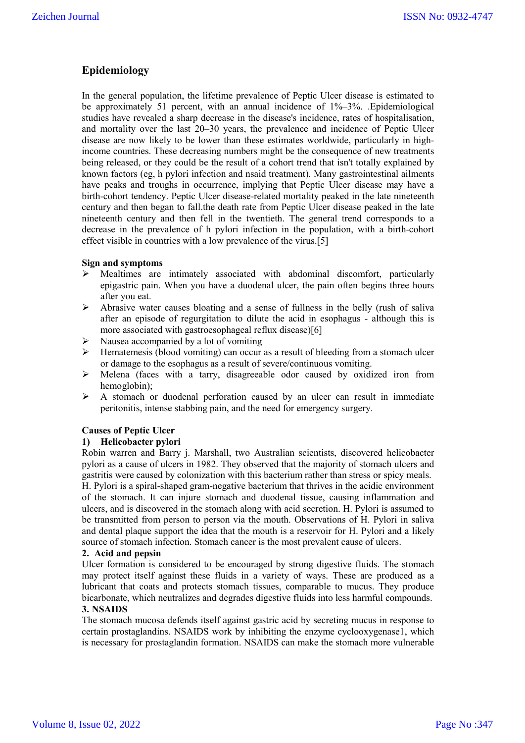## Epidemiology

In the general population, the lifetime prevalence of Peptic Ulcer disease is estimated to be approximately 51 percent, with an annual incidence of 1%–3%. .Epidemiological studies have revealed a sharp decrease in the disease's incidence, rates of hospitalisation, and mortality over the last 20–30 years, the prevalence and incidence of Peptic Ulcer disease are now likely to be lower than these estimates worldwide, particularly in high-income countries. These decreasing numbers might be the consequence of new treatments being released, or they could be the result of a cohort trend that isn't totally explained by known factors (eg, h pylori infection and nsaid treatment). Many gastrointestinal ailments have peaks and troughs in occurrence, implying that Peptic Ulcer disease may have a birth-cohort tendency. Peptic Ulcer disease-related mortality peaked in the late nineteenth century and then began to fall.the death rate from Peptic Ulcer disease peaked in the late nineteenth century and then fell in the twentieth. The general trend corresponds to a decrease in the prevalence of h pylori infection in the population, with a birth-cohort effect visible in countries with a low prevalence of the virus.[5]

**Sign and symptoms**

- Mealtimes are intimately associated with abdominal discomfort, particularly epigastric pain. When you have a duodenal ulcer, the pain often begins three hours after you eat.
- Abrasive water causes bloating and a sense of fullness in the belly (rush of saliva after an episode of regurgitation to dilute the acid in esophagus - although this is more associated with gastroesophageal reflux disease)[6]
- Nausea accompanied by a lot of vomiting
- Hematemesis (blood vomiting) can occur as a result of bleeding from a stomach ulcer or damage to the esophagus as a result of severe/continuous vomiting.
- Melena (faces with a tarry, disagreeable odor caused by oxidized iron from hemoglobin);
- A stomach or duodenal perforation caused by an ulcer can result in immediate peritonitis, intense stabbing pain, and the need for emergency surgery.

**Causes of Peptic Ulcer**

**1) Helicobacter pylori**

Robin warren and Barry j. Marshall, two Australian scientists, discovered helicobacter pylori as a cause of ulcers in 1982. They observed that the majority of stomach ulcers and gastritis were caused by colonization with this bacterium rather than stress or spicy meals. H. Pylori is a spiral-shaped gram-negative bacterium that thrives in the acidic environment of the stomach. It can injure stomach and duodenal tissue, causing inflammation and ulcers, and is discovered in the stomach along with acid secretion. H. Pylori is assumed to be transmitted from person to person via the mouth. Observations of H. Pylori in saliva and dental plaque support the idea that the mouth is a reservoir for H. Pylori and a likely source of stomach infection. Stomach cancer is the most prevalent cause of ulcers.

**2. Acid and pepsin**

Ulcer formation is considered to be encouraged by strong digestive fluids. The stomach may protect itself against these fluids in a variety of ways. These are produced as a lubricant that coats and protects stomach tissues, comparable to mucus. They produce bicarbonate, which neutralizes and degrades digestive fluids into less harmful compounds.

**3. NSAIDS**

The stomach mucosa defends itself against gastric acid by secreting mucus in response to certain prostaglandins. NSAIDS work by inhibiting the enzyme cyclooxygenase1, which is necessary for prostaglandin formation. NSAIDS can make the stomach more vulnerable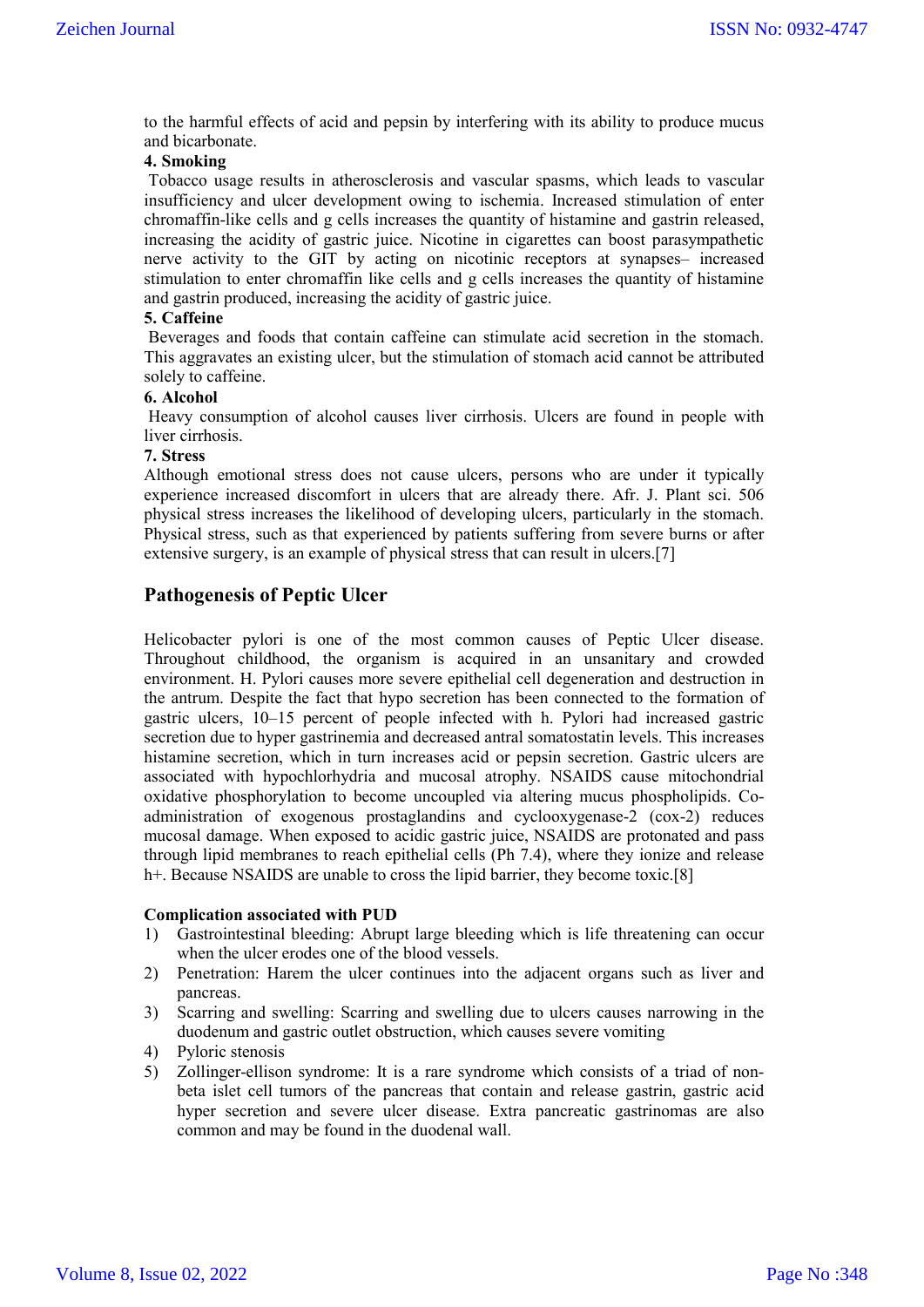to the harmful effects of acid and pepsin by interfering with its ability to produce mucus and bicarbonate.

**4. Smoking**

Tobacco usage results in atherosclerosis and vascular spasms, which leads to vascular insufficiency and ulcer development owing to ischemia. Increased stimulation of enter chromaffin-like cells and g cells increases the quantity of histamine and gastrin released, increasing the acidity of gastric juice. Nicotine in cigarettes can boost parasympathetic nerve activity to the GIT by acting on nicotinic receptors at synapses– increased stimulation to enter chromaffin like cells and g cells increases the quantity of histamine and gastrin produced, increasing the acidity of gastric juice.

**5. Caffeine**

Beverages and foods that contain caffeine can stimulate acid secretion in the stomach. This aggravates an existing ulcer, but the stimulation of stomach acid cannot be attributed solely to caffeine.

**6. Alcohol**

Heavy consumption of alcohol causes liver cirrhosis. Ulcers are found in people with liver cirrhosis.

**7. Stress**

Although emotional stress does not cause ulcers, persons who are under it typically experience increased discomfort in ulcers that are already there. Afr. J. Plant sci. 506 physical stress increases the likelihood of developing ulcers, particularly in the stomach. Physical stress, such as that experienced by patients suffering from severe burns or after extensive surgery, is an example of physical stress that can result in ulcers.[7]

## Pathogenesis of Peptic Ulcer

Helicobacter pylori is one of the most common causes of Peptic Ulcer disease. Throughout childhood, the organism is acquired in an unsanitary and crowded environment. H. Pylori causes more severe epithelial cell degeneration and destruction in the antrum. Despite the fact that hypo secretion has been connected to the formation of gastric ulcers, 10–15 percent of people infected with h. Pylori had increased gastric secretion due to hyper gastrinemia and decreased antral somatostatin levels. This increases histamine secretion, which in turn increases acid or pepsin secretion. Gastric ulcers are associated with hypochlorhydria and mucosal atrophy. NSAIDS cause mitochondrial oxidative phosphorylation to become uncoupled via altering mucus phospholipids. Co-administration of exogenous prostaglandins and cyclooxygenase-2 (cox-2) reduces mucosal damage. When exposed to acidic gastric juice, NSAIDS are protonated and pass through lipid membranes to reach epithelial cells (Ph 7.4), where they ionize and release h+. Because NSAIDS are unable to cross the lipid barrier, they become toxic.[8]

**Complication associated with PUD**

1) Gastrointestinal bleeding: Abrupt large bleeding which is life threatening can occur when the ulcer erodes one of the blood vessels.
2) Penetration: Harem the ulcer continues into the adjacent organs such as liver and pancreas.
3) Scarring and swelling: Scarring and swelling due to ulcers causes narrowing in the duodenum and gastric outlet obstruction, which causes severe vomiting
4) Pyloric stenosis
5) Zollinger-ellison syndrome: It is a rare syndrome which consists of a triad of non-beta islet cell tumors of the pancreas that contain and release gastrin, gastric acid hyper secretion and severe ulcer disease. Extra pancreatic gastrinomas are also common and may be found in the duodenal wall.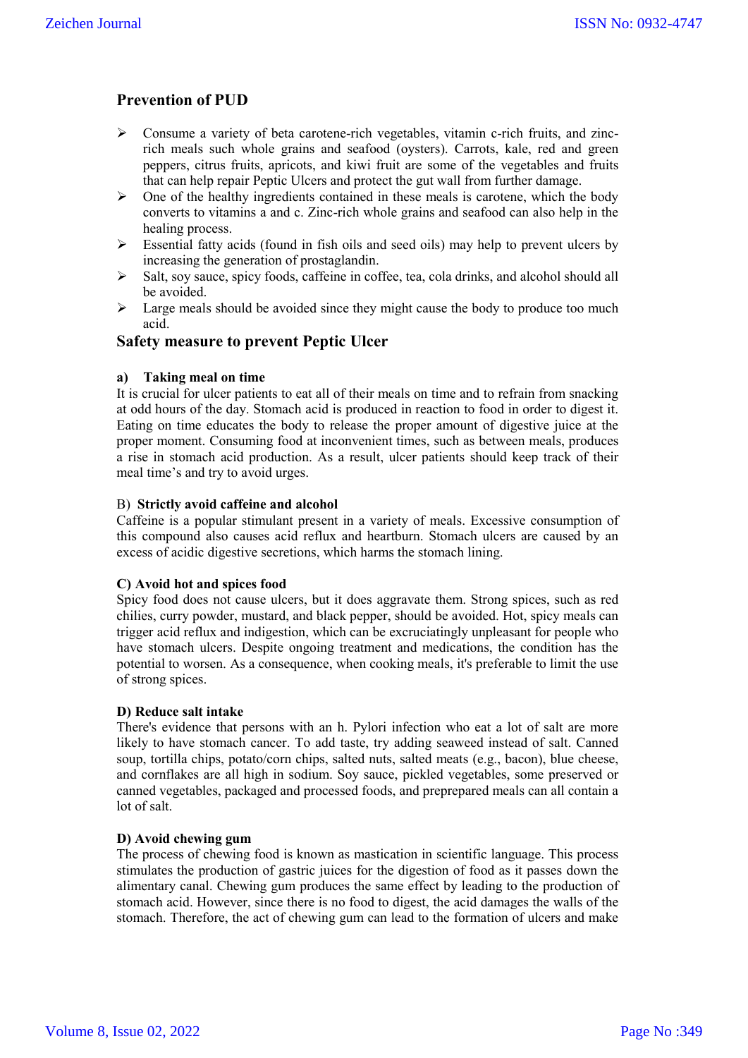## Prevention of PUD

- Consume a variety of beta carotene-rich vegetables, vitamin c-rich fruits, and zinc-rich meals such whole grains and seafood (oysters). Carrots, kale, red and green peppers, citrus fruits, apricots, and kiwi fruit are some of the vegetables and fruits that can help repair Peptic Ulcers and protect the gut wall from further damage.
- One of the healthy ingredients contained in these meals is carotene, which the body converts to vitamins a and c. Zinc-rich whole grains and seafood can also help in the healing process.
- Essential fatty acids (found in fish oils and seed oils) may help to prevent ulcers by increasing the generation of prostaglandin.
- Salt, soy sauce, spicy foods, caffeine in coffee, tea, cola drinks, and alcohol should all be avoided.
- Large meals should be avoided since they might cause the body to produce too much acid.

## Safety measure to prevent Peptic Ulcer

**a) Taking meal on time**

It is crucial for ulcer patients to eat all of their meals on time and to refrain from snacking at odd hours of the day. Stomach acid is produced in reaction to food in order to digest it. Eating on time educates the body to release the proper amount of digestive juice at the proper moment. Consuming food at inconvenient times, such as between meals, produces a rise in stomach acid production. As a result, ulcer patients should keep track of their meal time's and try to avoid urges.

B) **Strictly avoid caffeine and alcohol**

Caffeine is a popular stimulant present in a variety of meals. Excessive consumption of this compound also causes acid reflux and heartburn. Stomach ulcers are caused by an excess of acidic digestive secretions, which harms the stomach lining.

**C) Avoid hot and spices food**

Spicy food does not cause ulcers, but it does aggravate them. Strong spices, such as red chilies, curry powder, mustard, and black pepper, should be avoided. Hot, spicy meals can trigger acid reflux and indigestion, which can be excruciatingly unpleasant for people who have stomach ulcers. Despite ongoing treatment and medications, the condition has the potential to worsen. As a consequence, when cooking meals, it's preferable to limit the use of strong spices.

**D) Reduce salt intake**

There's evidence that persons with an h. Pylori infection who eat a lot of salt are more likely to have stomach cancer. To add taste, try adding seaweed instead of salt. Canned soup, tortilla chips, potato/corn chips, salted nuts, salted meats (e.g., bacon), blue cheese, and cornflakes are all high in sodium. Soy sauce, pickled vegetables, some preserved or canned vegetables, packaged and processed foods, and preprepared meals can all contain a lot of salt.

**D) Avoid chewing gum**

The process of chewing food is known as mastication in scientific language. This process stimulates the production of gastric juices for the digestion of food as it passes down the alimentary canal. Chewing gum produces the same effect by leading to the production of stomach acid. However, since there is no food to digest, the acid damages the walls of the stomach. Therefore, the act of chewing gum can lead to the formation of ulcers and make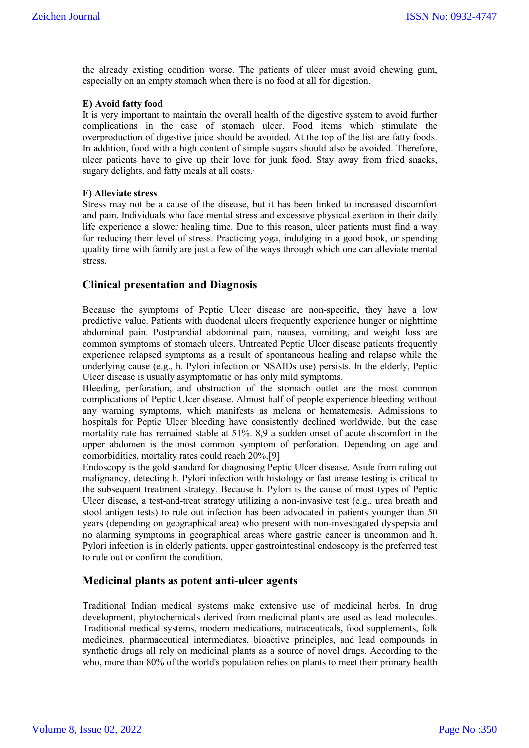the already existing condition worse. The patients of ulcer must avoid chewing gum, especially on an empty stomach when there is no food at all for digestion.

**E) Avoid fatty food**

It is very important to maintain the overall health of the digestive system to avoid further complications in the case of stomach ulcer. Food items which stimulate the overproduction of digestive juice should be avoided. At the top of the list are fatty foods. In addition, food with a high content of simple sugars should also be avoided. Therefore, ulcer patients have to give up their love for junk food. Stay away from fried snacks, sugary delights, and fatty meals at all costs.[]

**F) Alleviate stress**

Stress may not be a cause of the disease, but it has been linked to increased discomfort and pain. Individuals who face mental stress and excessive physical exertion in their daily life experience a slower healing time. Due to this reason, ulcer patients must find a way for reducing their level of stress. Practicing yoga, indulging in a good book, or spending quality time with family are just a few of the ways through which one can alleviate mental stress.

## Clinical presentation and Diagnosis

Because the symptoms of Peptic Ulcer disease are non-specific, they have a low predictive value. Patients with duodenal ulcers frequently experience hunger or nighttime abdominal pain. Postprandial abdominal pain, nausea, vomiting, and weight loss are common symptoms of stomach ulcers. Untreated Peptic Ulcer disease patients frequently experience relapsed symptoms as a result of spontaneous healing and relapse while the underlying cause (e.g., h. Pylori infection or NSAIDs use) persists. In the elderly, Peptic Ulcer disease is usually asymptomatic or has only mild symptoms.

Bleeding, perforation, and obstruction of the stomach outlet are the most common complications of Peptic Ulcer disease. Almost half of people experience bleeding without any warning symptoms, which manifests as melena or hematemesis. Admissions to hospitals for Peptic Ulcer bleeding have consistently declined worldwide, but the case mortality rate has remained stable at 51%. 8,9 a sudden onset of acute discomfort in the upper abdomen is the most common symptom of perforation. Depending on age and comorbidities, mortality rates could reach 20%.[9]

Endoscopy is the gold standard for diagnosing Peptic Ulcer disease. Aside from ruling out malignancy, detecting h. Pylori infection with histology or fast urease testing is critical to the subsequent treatment strategy. Because h. Pylori is the cause of most types of Peptic Ulcer disease, a test-and-treat strategy utilizing a non-invasive test (e.g., urea breath and stool antigen tests) to rule out infection has been advocated in patients younger than 50 years (depending on geographical area) who present with non-investigated dyspepsia and no alarming symptoms in geographical areas where gastric cancer is uncommon and h. Pylori infection is in elderly patients, upper gastrointestinal endoscopy is the preferred test to rule out or confirm the condition.

## Medicinal plants as potent anti-ulcer agents

Traditional Indian medical systems make extensive use of medicinal herbs. In drug development, phytochemicals derived from medicinal plants are used as lead molecules. Traditional medical systems, modern medications, nutraceuticals, food supplements, folk medicines, pharmaceutical intermediates, bioactive principles, and lead compounds in synthetic drugs all rely on medicinal plants as a source of novel drugs. According to the who, more than 80% of the world's population relies on plants to meet their primary health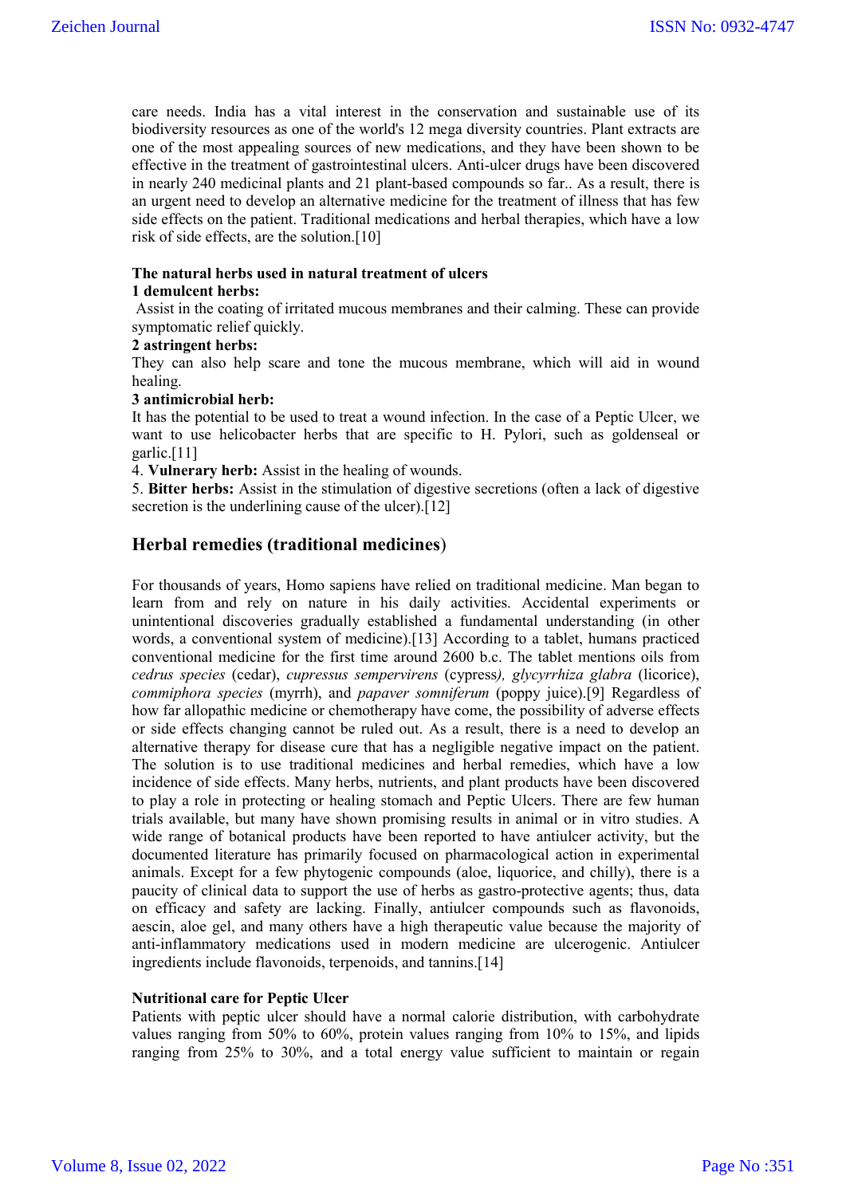care needs. India has a vital interest in the conservation and sustainable use of its biodiversity resources as one of the world's 12 mega diversity countries. Plant extracts are one of the most appealing sources of new medications, and they have been shown to be effective in the treatment of gastrointestinal ulcers. Anti-ulcer drugs have been discovered in nearly 240 medicinal plants and 21 plant-based compounds so far.. As a result, there is an urgent need to develop an alternative medicine for the treatment of illness that has few side effects on the patient. Traditional medications and herbal therapies, which have a low risk of side effects, are the solution.[10]

**The natural herbs used in natural treatment of ulcers**

**1 demulcent herbs:**

Assist in the coating of irritated mucous membranes and their calming. These can provide symptomatic relief quickly.

**2 astringent herbs:**

They can also help scare and tone the mucous membrane, which will aid in wound healing.

**3 antimicrobial herb:**

It has the potential to be used to treat a wound infection. In the case of a Peptic Ulcer, we want to use helicobacter herbs that are specific to H. Pylori, such as goldenseal or garlic.[11]

4. **Vulnerary herb:** Assist in the healing of wounds.

5. **Bitter herbs:** Assist in the stimulation of digestive secretions (often a lack of digestive secretion is the underlining cause of the ulcer).[12]

## Herbal remedies (traditional medicines)

For thousands of years, Homo sapiens have relied on traditional medicine. Man began to learn from and rely on nature in his daily activities. Accidental experiments or unintentional discoveries gradually established a fundamental understanding (in other words, a conventional system of medicine).[13] According to a tablet, humans practiced conventional medicine for the first time around 2600 b.c. The tablet mentions oils from *cedrus species* (cedar), *cupressus sempervirens* (cypress*), glycyrrhiza glabra* (licorice), *commiphora species* (myrrh), and *papaver somniferum* (poppy juice).[9] Regardless of how far allopathic medicine or chemotherapy have come, the possibility of adverse effects or side effects changing cannot be ruled out. As a result, there is a need to develop an alternative therapy for disease cure that has a negligible negative impact on the patient. The solution is to use traditional medicines and herbal remedies, which have a low incidence of side effects. Many herbs, nutrients, and plant products have been discovered to play a role in protecting or healing stomach and Peptic Ulcers. There are few human trials available, but many have shown promising results in animal or in vitro studies. A wide range of botanical products have been reported to have antiulcer activity, but the documented literature has primarily focused on pharmacological action in experimental animals. Except for a few phytogenic compounds (aloe, liquorice, and chilly), there is a paucity of clinical data to support the use of herbs as gastro-protective agents; thus, data on efficacy and safety are lacking. Finally, antiulcer compounds such as flavonoids, aescin, aloe gel, and many others have a high therapeutic value because the majority of anti-inflammatory medications used in modern medicine are ulcerogenic. Antiulcer ingredients include flavonoids, terpenoids, and tannins.[14]

**Nutritional care for Peptic Ulcer**

Patients with peptic ulcer should have a normal calorie distribution, with carbohydrate values ranging from 50% to 60%, protein values ranging from 10% to 15%, and lipids ranging from 25% to 30%, and a total energy value sufficient to maintain or regain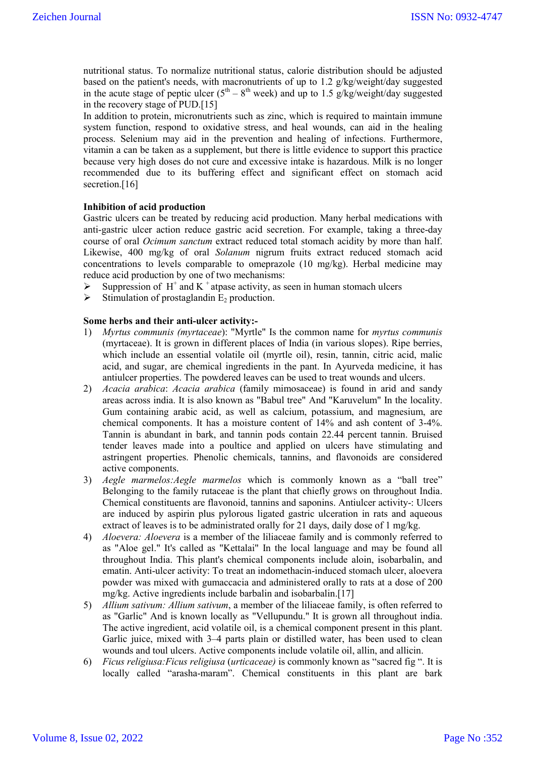nutritional status. To normalize nutritional status, calorie distribution should be adjusted based on the patient's needs, with macronutrients of up to 1.2 g/kg/weight/day suggested in the acute stage of peptic ulcer ($5^{th}$ – $8^{th}$ week) and up to 1.5 g/kg/weight/day suggested in the recovery stage of PUD.[15]

In addition to protein, micronutrients such as zinc, which is required to maintain immune system function, respond to oxidative stress, and heal wounds, can aid in the healing process. Selenium may aid in the prevention and healing of infections. Furthermore, vitamin a can be taken as a supplement, but there is little evidence to support this practice because very high doses do not cure and excessive intake is hazardous. Milk is no longer recommended due to its buffering effect and significant effect on stomach acid secretion.[16]

**Inhibition of acid production**

Gastric ulcers can be treated by reducing acid production. Many herbal medications with anti-gastric ulcer action reduce gastric acid secretion. For example, taking a three-day course of oral *Ocimum sanctum* extract reduced total stomach acidity by more than half. Likewise, 400 mg/kg of oral *Solanum* nigrum fruits extract reduced stomach acid concentrations to levels comparable to omeprazole (10 mg/kg). Herbal medicine may reduce acid production by one of two mechanisms:

- Suppression of $H^+$ and $K^+$ atpase activity, as seen in human stomach ulcers
- Stimulation of prostaglandin $E_2$ production.

**Some herbs and their anti-ulcer activity:-**

1) *Myrtus communis (myrtaceae)*: "Myrtle" Is the common name for *myrtus communis* (myrtaceae). It is grown in different places of India (in various slopes). Ripe berries, which include an essential volatile oil (myrtle oil), resin, tannin, citric acid, malic acid, and sugar, are chemical ingredients in the pant. In Ayurveda medicine, it has antiulcer properties. The powdered leaves can be used to treat wounds and ulcers.
2) *Acacia arabica*: *Acacia arabica* (family mimosaceae) is found in arid and sandy areas across india. It is also known as "Babul tree" And "Karuvelum" In the locality. Gum containing arabic acid, as well as calcium, potassium, and magnesium, are chemical components. It has a moisture content of 14% and ash content of 3-4%. Tannin is abundant in bark, and tannin pods contain 22.44 percent tannin. Bruised tender leaves made into a poultice and applied on ulcers have stimulating and astringent properties. Phenolic chemicals, tannins, and flavonoids are considered active components.
3) *Aegle marmelos:Aegle marmelos* which is commonly known as a "ball tree" Belonging to the family rutaceae is the plant that chiefly grows on throughout India. Chemical constituents are flavonoid, tannins and saponins. Antiulcer activity-: Ulcers are induced by aspirin plus pylorous ligated gastric ulceration in rats and aqueous extract of leaves is to be administrated orally for 21 days, daily dose of 1 mg/kg.
4) *Aloevera: Aloevera* is a member of the liliaceae family and is commonly referred to as "Aloe gel." It's called as "Kettalai" In the local language and may be found all throughout India. This plant's chemical components include aloin, isobarbalin, and ematin. Anti-ulcer activity: To treat an indomethacin-induced stomach ulcer, aloevera powder was mixed with gumaccacia and administered orally to rats at a dose of 200 mg/kg. Active ingredients include barbalin and isobarbalin.[17]
5) *Allium sativum: Allium sativum*, a member of the liliaceae family, is often referred to as "Garlic" And is known locally as "Vellupundu." It is grown all throughout india. The active ingredient, acid volatile oil, is a chemical component present in this plant. Garlic juice, mixed with 3–4 parts plain or distilled water, has been used to clean wounds and toul ulcers. Active components include volatile oil, allin, and allicin.
6) *Ficus religiusa:Ficus religiusa* (*urticaceae)* is commonly known as "sacred fig ". It is locally called "arasha-maram". Chemical constituents in this plant are bark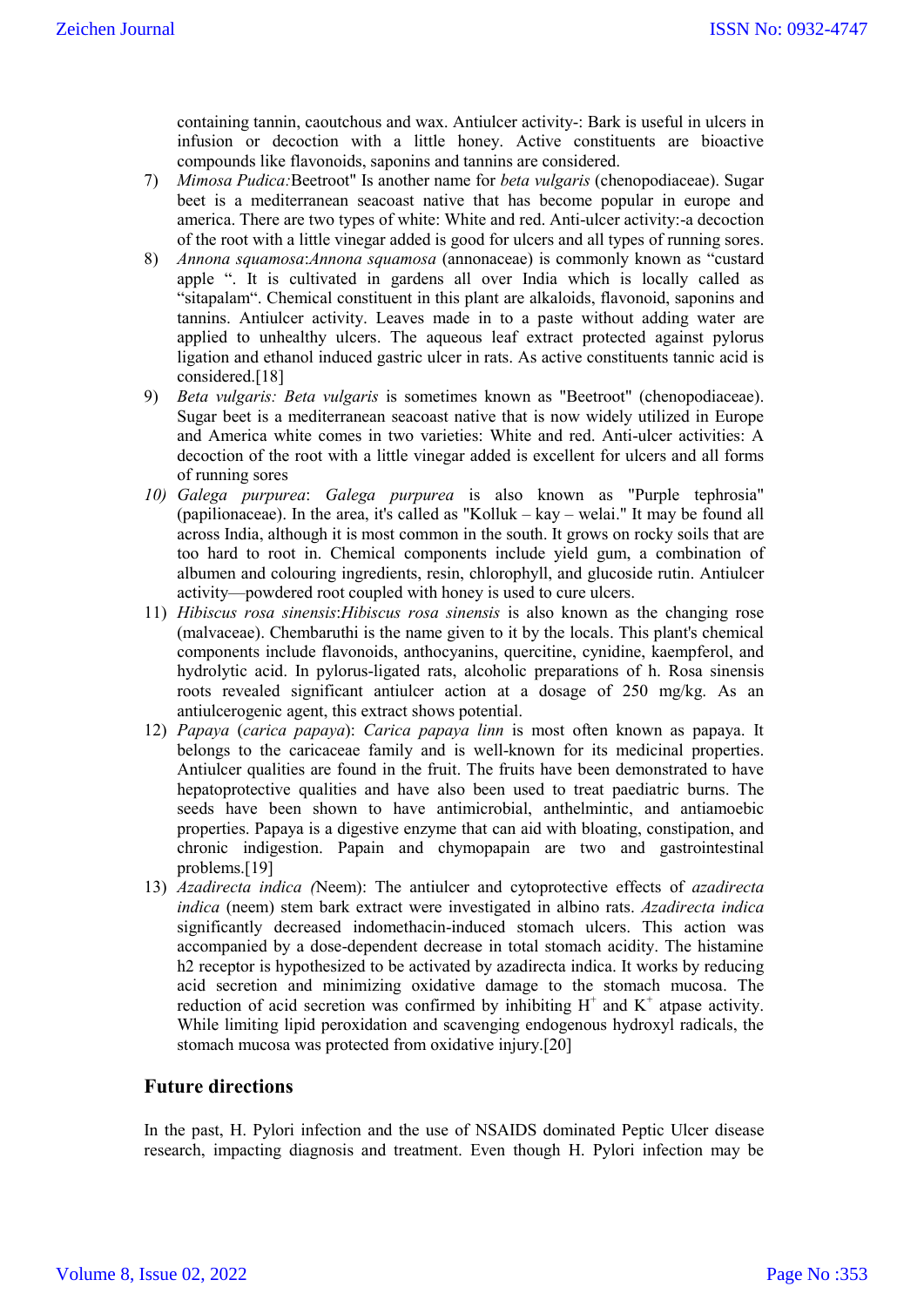containing tannin, caoutchous and wax. Antiulcer activity-: Bark is useful in ulcers in infusion or decoction with a little honey. Active constituents are bioactive compounds like flavonoids, saponins and tannins are considered.

7) *Mimosa Pudica:*Beetroot" Is another name for *beta vulgaris* (chenopodiaceae). Sugar beet is a mediterranean seacoast native that has become popular in europe and america. There are two types of white: White and red. Anti-ulcer activity:-a decoction of the root with a little vinegar added is good for ulcers and all types of running sores.
8) *Annona squamosa*:*Annona squamosa* (annonaceae) is commonly known as "custard apple ". It is cultivated in gardens all over India which is locally called as "sitapalam". Chemical constituent in this plant are alkaloids, flavonoid, saponins and tannins. Antiulcer activity. Leaves made in to a paste without adding water are applied to unhealthy ulcers. The aqueous leaf extract protected against pylorus ligation and ethanol induced gastric ulcer in rats. As active constituents tannic acid is considered.[18]
9) *Beta vulgaris: Beta vulgaris* is sometimes known as "Beetroot" (chenopodiaceae). Sugar beet is a mediterranean seacoast native that is now widely utilized in Europe and America white comes in two varieties: White and red. Anti-ulcer activities: A decoction of the root with a little vinegar added is excellent for ulcers and all forms of running sores
10) *Galega purpurea*: *Galega purpurea* is also known as "Purple tephrosia" (papilionaceae). In the area, it's called as "Kolluk – kay – welai." It may be found all across India, although it is most common in the south. It grows on rocky soils that are too hard to root in. Chemical components include yield gum, a combination of albumen and colouring ingredients, resin, chlorophyll, and glucoside rutin. Antiulcer activity—powdered root coupled with honey is used to cure ulcers.
11) *Hibiscus rosa sinensis*:*Hibiscus rosa sinensis* is also known as the changing rose (malvaceae). Chembaruthi is the name given to it by the locals. This plant's chemical components include flavonoids, anthocyanins, quercitine, cynidine, kaempferol, and hydrolytic acid. In pylorus-ligated rats, alcoholic preparations of h. Rosa sinensis roots revealed significant antiulcer action at a dosage of 250 mg/kg. As an antiulcerogenic agent, this extract shows potential.
12) *Papaya* (*carica papaya*): *Carica papaya linn* is most often known as papaya. It belongs to the caricaceae family and is well-known for its medicinal properties. Antiulcer qualities are found in the fruit. The fruits have been demonstrated to have hepatoprotective qualities and have also been used to treat paediatric burns. The seeds have been shown to have antimicrobial, anthelmintic, and antiamoebic properties. Papaya is a digestive enzyme that can aid with bloating, constipation, and chronic indigestion. Papain and chymopapain are two and gastrointestinal problems.[19]
13) *Azadirecta indica (*Neem): The antiulcer and cytoprotective effects of *azadirecta indica* (neem) stem bark extract were investigated in albino rats. *Azadirecta indica* significantly decreased indomethacin-induced stomach ulcers. This action was accompanied by a dose-dependent decrease in total stomach acidity. The histamine h2 receptor is hypothesized to be activated by azadirecta indica. It works by reducing acid secretion and minimizing oxidative damage to the stomach mucosa. The reduction of acid secretion was confirmed by inhibiting $H^+$ and $K^+$ atpase activity. While limiting lipid peroxidation and scavenging endogenous hydroxyl radicals, the stomach mucosa was protected from oxidative injury.[20]

## Future directions

In the past, H. Pylori infection and the use of NSAIDS dominated Peptic Ulcer disease research, impacting diagnosis and treatment. Even though H. Pylori infection may be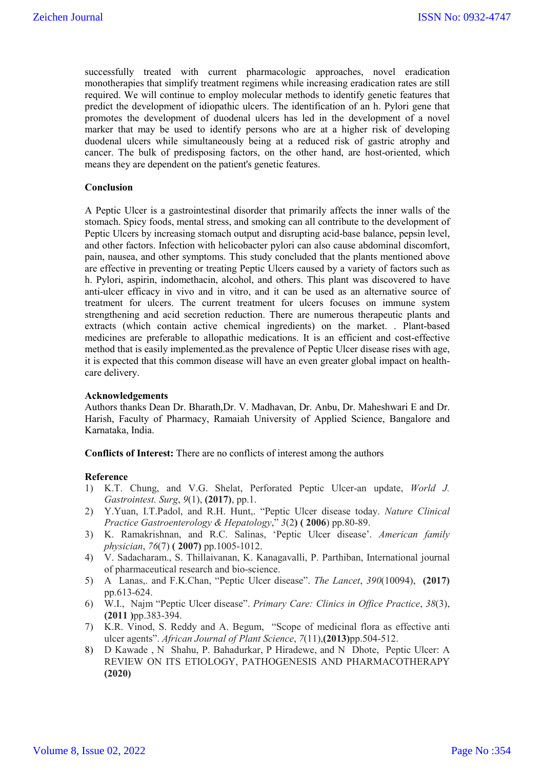successfully treated with current pharmacologic approaches, novel eradication monotherapies that simplify treatment regimens while increasing eradication rates are still required. We will continue to employ molecular methods to identify genetic features that predict the development of idiopathic ulcers. The identification of an h. Pylori gene that promotes the development of duodenal ulcers has led in the development of a novel marker that may be used to identify persons who are at a higher risk of developing duodenal ulcers while simultaneously being at a reduced risk of gastric atrophy and cancer. The bulk of predisposing factors, on the other hand, are host-oriented, which means they are dependent on the patient's genetic features.

## Conclusion

A Peptic Ulcer is a gastrointestinal disorder that primarily affects the inner walls of the stomach. Spicy foods, mental stress, and smoking can all contribute to the development of Peptic Ulcers by increasing stomach output and disrupting acid-base balance, pepsin level, and other factors. Infection with helicobacter pylori can also cause abdominal discomfort, pain, nausea, and other symptoms. This study concluded that the plants mentioned above are effective in preventing or treating Peptic Ulcers caused by a variety of factors such as h. Pylori, aspirin, indomethacin, alcohol, and others. This plant was discovered to have anti-ulcer efficacy in vivo and in vitro, and it can be used as an alternative source of treatment for ulcers. The current treatment for ulcers focuses on immune system strengthening and acid secretion reduction. There are numerous therapeutic plants and extracts (which contain active chemical ingredients) on the market. . Plant-based medicines are preferable to allopathic medications. It is an efficient and cost-effective method that is easily implemented.as the prevalence of Peptic Ulcer disease rises with age, it is expected that this common disease will have an even greater global impact on health-care delivery.

## Acknowledgements

Authors thanks Dean Dr. Bharath,Dr. V. Madhavan, Dr. Anbu, Dr. Maheshwari E and Dr. Harish, Faculty of Pharmacy, Ramaiah University of Applied Science, Bangalore and Karnataka, India.

**Conflicts of Interest:** There are no conflicts of interest among the authors

## Reference

1) K.T. Chung, and V.G. Shelat, Perforated Peptic Ulcer-an update, *World J. Gastrointest. Surg*, *9*(1), **(2017)**, pp.1.
2) Y.Yuan, I.T.Padol, and R.H. Hunt,. "Peptic Ulcer disease today. *Nature Clinical Practice Gastroenterology & Hepatology*," *3*(2**) ( 2006**) pp.80-89.
3) K. Ramakrishnan, and R.C. Salinas, 'Peptic Ulcer disease'. *American family physician*, *76*(7) **( 2007)** pp.1005-1012.
4) V. Sadacharam., S. Thillaivanan, K. Kanagavalli, P. Parthiban, International journal of pharmaceutical research and bio-science.
5) A Lanas,. and F.K.Chan, "Peptic Ulcer disease". *The Lancet*, *390*(10094), **(2017)** pp.613-624.
6) W.I., Najm "Peptic Ulcer disease". *Primary Care: Clinics in Office Practice*, *38*(3), **(2011 )**pp.383-394.
7) K.R. Vinod, S. Reddy and A. Begum, "Scope of medicinal flora as effective anti ulcer agents". *African Journal of Plant Science*, *7*(11),**(2013)**pp.504-512.
8) D Kawade , N Shahu, P. Bahadurkar, P Hiradewe, and N Dhote, Peptic Ulcer: A REVIEW ON ITS ETIOLOGY, PATHOGENESIS AND PHARMACOTHERAPY **(2020)**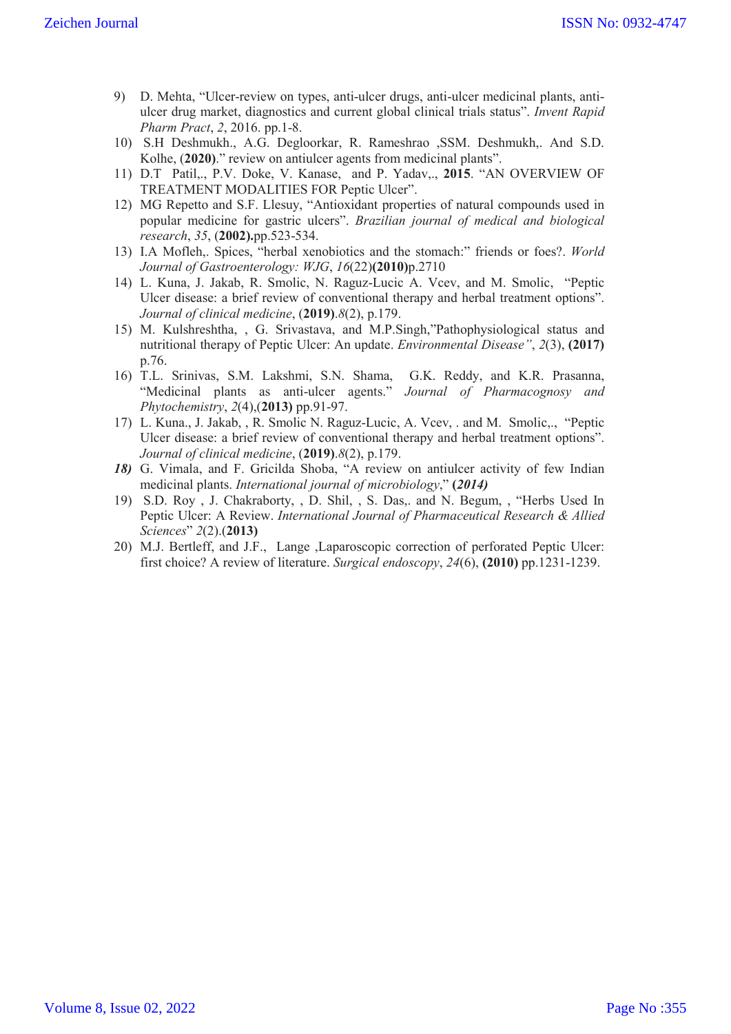9) D. Mehta, "Ulcer-review on types, anti-ulcer drugs, anti-ulcer medicinal plants, anti-ulcer drug market, diagnostics and current global clinical trials status". *Invent Rapid Pharm Pract*, *2*, 2016. pp.1-8.
10) S.H Deshmukh., A.G. Degloorkar, R. Rameshrao ,SSM. Deshmukh,. And S.D. Kolhe, (**2020**)." review on antiulcer agents from medicinal plants".
11) D.T Patil,., P.V. Doke, V. Kanase, and P. Yadav,., **2015**. "AN OVERVIEW OF TREATMENT MODALITIES FOR Peptic Ulcer".
12) MG Repetto and S.F. Llesuy, "Antioxidant properties of natural compounds used in popular medicine for gastric ulcers". *Brazilian journal of medical and biological research*, *35*, (**2002**)**.**pp.523-534.
13) I.A Mofleh,. Spices, "herbal xenobiotics and the stomach:" friends or foes?. *World Journal of Gastroenterology: WJG*, *16*(22)**(2010)**p.2710
14) L. Kuna, J. Jakab, R. Smolic, N. Raguz-Lucic A. Vcev, and M. Smolic, "Peptic Ulcer disease: a brief review of conventional therapy and herbal treatment options". *Journal of clinical medicine*, (**2019**).*8*(2), p.179.
15) M. Kulshreshtha, , G. Srivastava, and M.P.Singh,"Pathophysiological status and nutritional therapy of Peptic Ulcer: An update. *Environmental Disease"*, *2*(3), **(2017)** p.76.
16) T.L. Srinivas, S.M. Lakshmi, S.N. Shama, G.K. Reddy, and K.R. Prasanna, "Medicinal plants as anti-ulcer agents." *Journal of Pharmacognosy and Phytochemistry*, *2*(4),(**2013)** pp.91-97.
17) L. Kuna., J. Jakab, , R. Smolic N. Raguz-Lucic, A. Vcev, . and M. Smolic,., "Peptic Ulcer disease: a brief review of conventional therapy and herbal treatment options". *Journal of clinical medicine*, (**2019**).*8*(2), p.179.
18) G. Vimala, and F. Gricilda Shoba, "A review on antiulcer activity of few Indian medicinal plants. *International journal of microbiology*," **(*2014)***
19) S.D. Roy , J. Chakraborty, , D. Shil, , S. Das,. and N. Begum, , "Herbs Used In Peptic Ulcer: A Review. *International Journal of Pharmaceutical Research & Allied Sciences*" *2*(2).(**2013)**
20) M.J. Bertleff, and J.F., Lange ,Laparoscopic correction of perforated Peptic Ulcer: first choice? A review of literature. *Surgical endoscopy*, *24*(6), **(2010)** pp.1231-1239.